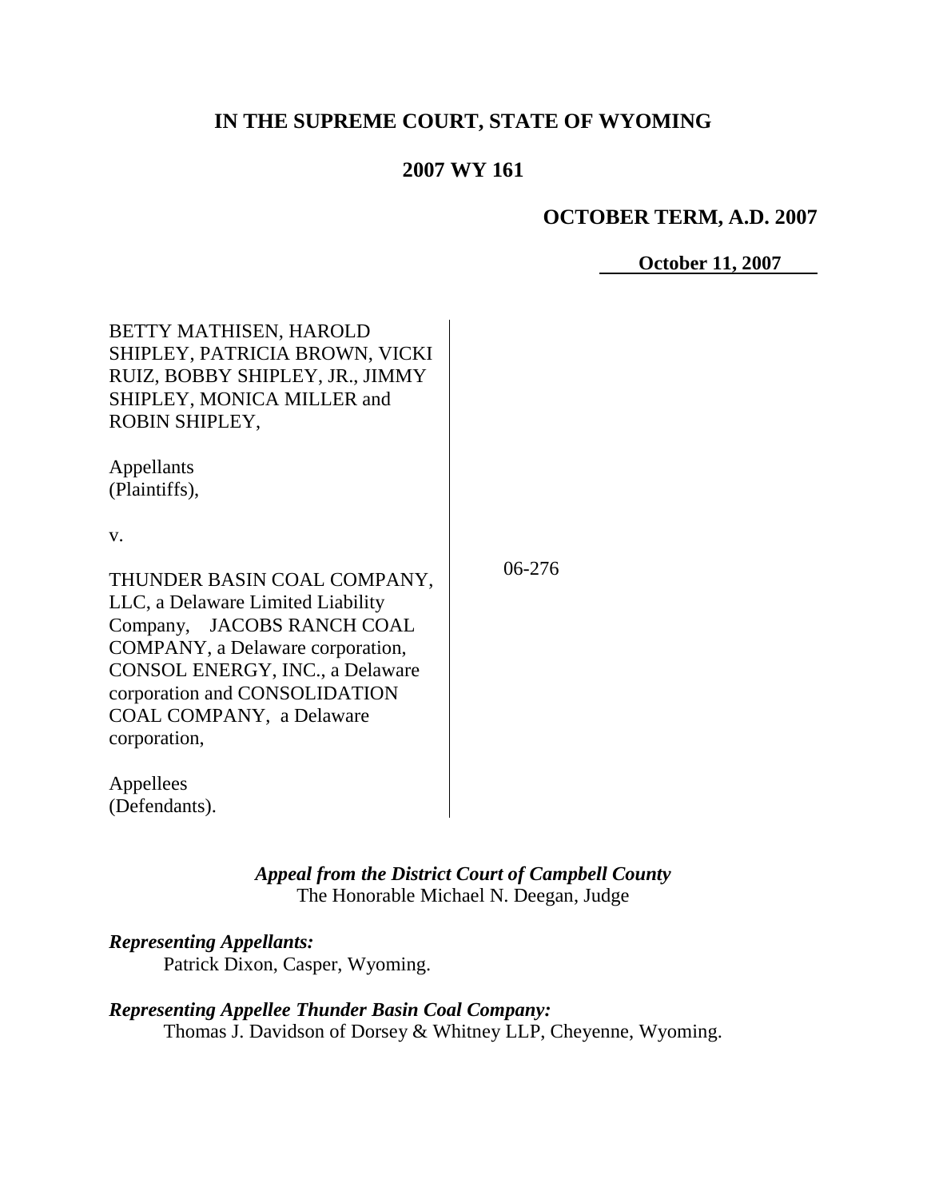**IN THE SUPREME COURT, STATE OF WYOMING**

**2007 WY 161**

**OCTOBER TERM, A.D. 2007**

**October 11, 2007**

| | |
|---|---|
| BETTY MATHISEN, HAROLD SHIPLEY, PATRICIA BROWN, VICKI RUIZ, BOBBY SHIPLEY, JR., JIMMY SHIPLEY, MONICA MILLER and ROBIN SHIPLEY,<br><br>Appellants (Plaintiffs),<br><br>v.<br><br>THUNDER BASIN COAL COMPANY, LLC, a Delaware Limited Liability Company, JACOBS RANCH COAL COMPANY, a Delaware corporation, CONSOL ENERGY, INC., a Delaware corporation and CONSOLIDATION COAL COMPANY, a Delaware corporation,<br><br>Appellees (Defendants). | 06-276 |

***Appeal from the District Court of Campbell County***
The Honorable Michael N. Deegan, Judge

***Representing Appellants:***
Patrick Dixon, Casper, Wyoming.

***Representing Appellee Thunder Basin Coal Company:***
Thomas J. Davidson of Dorsey & Whitney LLP, Cheyenne, Wyoming.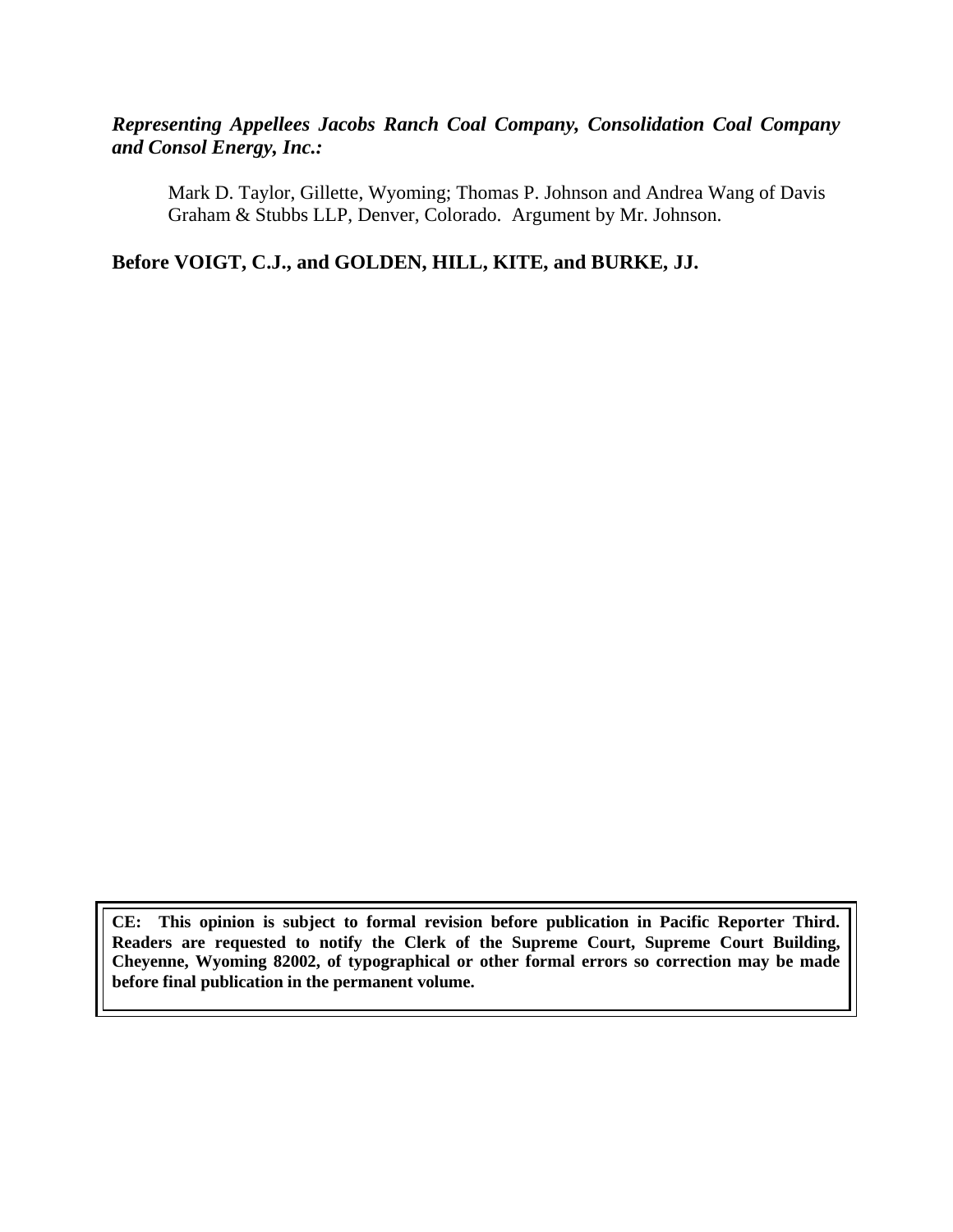***Representing Appellees Jacobs Ranch Coal Company, Consolidation Coal Company and Consol Energy, Inc.:***

Mark D. Taylor, Gillette, Wyoming; Thomas P. Johnson and Andrea Wang of Davis Graham & Stubbs LLP, Denver, Colorado. Argument by Mr. Johnson.

**Before VOIGT, C.J., and GOLDEN, HILL, KITE, and BURKE, JJ.**

**CE: This opinion is subject to formal revision before publication in Pacific Reporter Third. Readers are requested to notify the Clerk of the Supreme Court, Supreme Court Building, Cheyenne, Wyoming 82002, of typographical or other formal errors so correction may be made before final publication in the permanent volume.**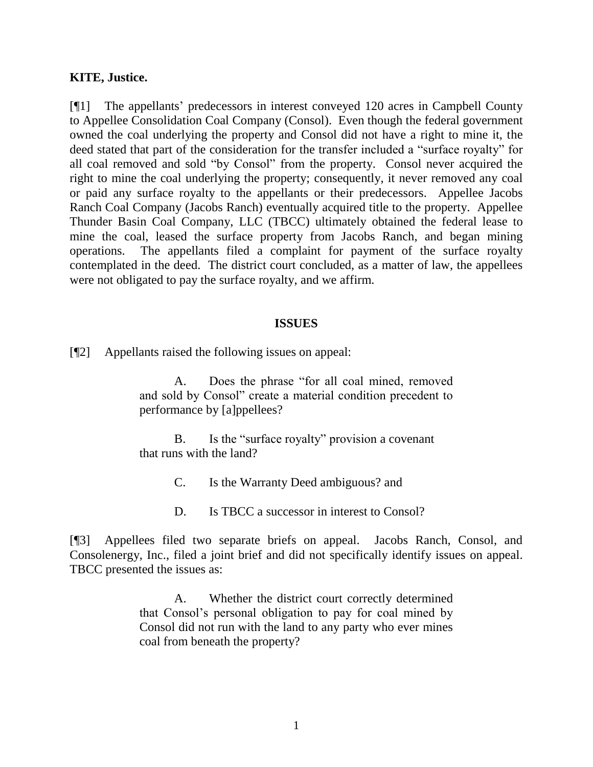**KITE, Justice.**

[¶1] The appellants' predecessors in interest conveyed 120 acres in Campbell County to Appellee Consolidation Coal Company (Consol). Even though the federal government owned the coal underlying the property and Consol did not have a right to mine it, the deed stated that part of the consideration for the transfer included a "surface royalty" for all coal removed and sold "by Consol" from the property. Consol never acquired the right to mine the coal underlying the property; consequently, it never removed any coal or paid any surface royalty to the appellants or their predecessors. Appellee Jacobs Ranch Coal Company (Jacobs Ranch) eventually acquired title to the property. Appellee Thunder Basin Coal Company, LLC (TBCC) ultimately obtained the federal lease to mine the coal, leased the surface property from Jacobs Ranch, and began mining operations. The appellants filed a complaint for payment of the surface royalty contemplated in the deed. The district court concluded, as a matter of law, the appellees were not obligated to pay the surface royalty, and we affirm.

**ISSUES**

[¶2] Appellants raised the following issues on appeal:

> A. Does the phrase "for all coal mined, removed and sold by Consol" create a material condition precedent to performance by [a]ppellees?
>
> B. Is the "surface royalty" provision a covenant that runs with the land?
>
> C. Is the Warranty Deed ambiguous? and
>
> D. Is TBCC a successor in interest to Consol?

[¶3] Appellees filed two separate briefs on appeal. Jacobs Ranch, Consol, and Consolenergy, Inc., filed a joint brief and did not specifically identify issues on appeal. TBCC presented the issues as:

> A. Whether the district court correctly determined that Consol's personal obligation to pay for coal mined by Consol did not run with the land to any party who ever mines coal from beneath the property?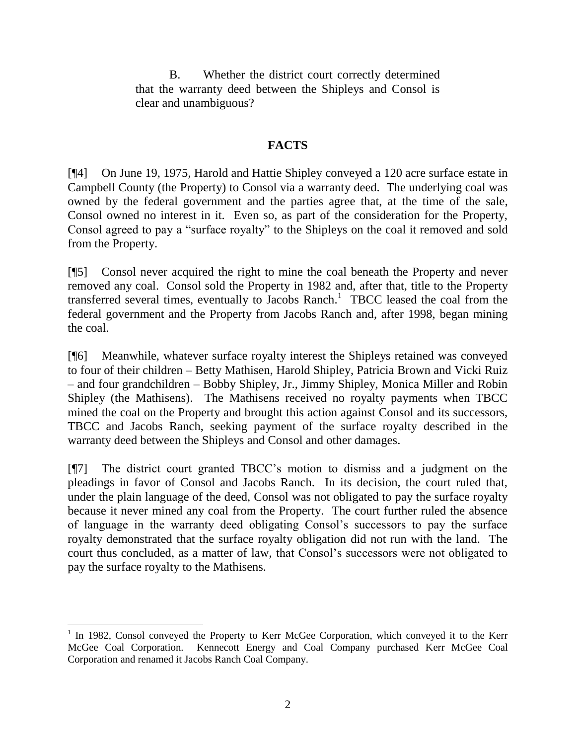B. Whether the district court correctly determined that the warranty deed between the Shipleys and Consol is clear and unambiguous?

## FACTS

[¶4] On June 19, 1975, Harold and Hattie Shipley conveyed a 120 acre surface estate in Campbell County (the Property) to Consol via a warranty deed. The underlying coal was owned by the federal government and the parties agree that, at the time of the sale, Consol owned no interest in it. Even so, as part of the consideration for the Property, Consol agreed to pay a "surface royalty" to the Shipleys on the coal it removed and sold from the Property.

[¶5] Consol never acquired the right to mine the coal beneath the Property and never removed any coal. Consol sold the Property in 1982 and, after that, title to the Property transferred several times, eventually to Jacobs Ranch.[1] TBCC leased the coal from the federal government and the Property from Jacobs Ranch and, after 1998, began mining the coal.

[¶6] Meanwhile, whatever surface royalty interest the Shipleys retained was conveyed to four of their children – Betty Mathisen, Harold Shipley, Patricia Brown and Vicki Ruiz – and four grandchildren – Bobby Shipley, Jr., Jimmy Shipley, Monica Miller and Robin Shipley (the Mathisens). The Mathisens received no royalty payments when TBCC mined the coal on the Property and brought this action against Consol and its successors, TBCC and Jacobs Ranch, seeking payment of the surface royalty described in the warranty deed between the Shipleys and Consol and other damages.

[¶7] The district court granted TBCC's motion to dismiss and a judgment on the pleadings in favor of Consol and Jacobs Ranch. In its decision, the court ruled that, under the plain language of the deed, Consol was not obligated to pay the surface royalty because it never mined any coal from the Property. The court further ruled the absence of language in the warranty deed obligating Consol's successors to pay the surface royalty demonstrated that the surface royalty obligation did not run with the land. The court thus concluded, as a matter of law, that Consol's successors were not obligated to pay the surface royalty to the Mathisens.

---

[1] In 1982, Consol conveyed the Property to Kerr McGee Corporation, which conveyed it to the Kerr McGee Coal Corporation. Kennecott Energy and Coal Company purchased Kerr McGee Coal Corporation and renamed it Jacobs Ranch Coal Company.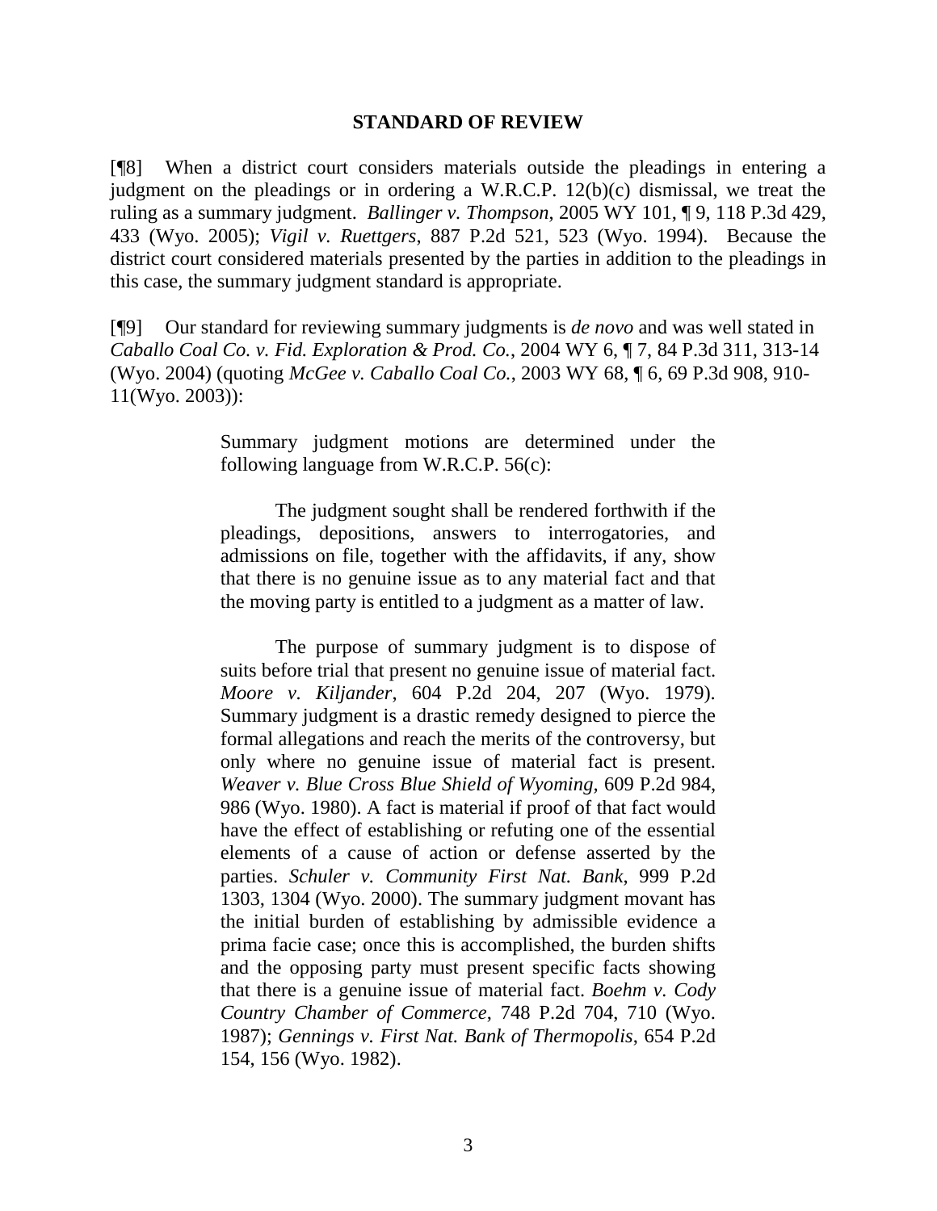## STANDARD OF REVIEW

[¶8] When a district court considers materials outside the pleadings in entering a judgment on the pleadings or in ordering a W.R.C.P. 12(b)(c) dismissal, we treat the ruling as a summary judgment. *Ballinger v. Thompson*, 2005 WY 101, ¶ 9, 118 P.3d 429, 433 (Wyo. 2005); *Vigil v. Ruettgers*, 887 P.2d 521, 523 (Wyo. 1994). Because the district court considered materials presented by the parties in addition to the pleadings in this case, the summary judgment standard is appropriate.

[¶9] Our standard for reviewing summary judgments is *de novo* and was well stated in *Caballo Coal Co. v. Fid. Exploration & Prod. Co.*, 2004 WY 6, ¶ 7, 84 P.3d 311, 313-14 (Wyo. 2004) (quoting *McGee v. Caballo Coal Co.*, 2003 WY 68, ¶ 6, 69 P.3d 908, 910-11(Wyo. 2003)):

> Summary judgment motions are determined under the following language from W.R.C.P. 56(c):
>
> The judgment sought shall be rendered forthwith if the pleadings, depositions, answers to interrogatories, and admissions on file, together with the affidavits, if any, show that there is no genuine issue as to any material fact and that the moving party is entitled to a judgment as a matter of law.
>
> The purpose of summary judgment is to dispose of suits before trial that present no genuine issue of material fact. *Moore v. Kiljander*, 604 P.2d 204, 207 (Wyo. 1979). Summary judgment is a drastic remedy designed to pierce the formal allegations and reach the merits of the controversy, but only where no genuine issue of material fact is present. *Weaver v. Blue Cross Blue Shield of Wyoming*, 609 P.2d 984, 986 (Wyo. 1980). A fact is material if proof of that fact would have the effect of establishing or refuting one of the essential elements of a cause of action or defense asserted by the parties. *Schuler v. Community First Nat. Bank*, 999 P.2d 1303, 1304 (Wyo. 2000). The summary judgment movant has the initial burden of establishing by admissible evidence a prima facie case; once this is accomplished, the burden shifts and the opposing party must present specific facts showing that there is a genuine issue of material fact. *Boehm v. Cody Country Chamber of Commerce*, 748 P.2d 704, 710 (Wyo. 1987); *Gennings v. First Nat. Bank of Thermopolis*, 654 P.2d 154, 156 (Wyo. 1982).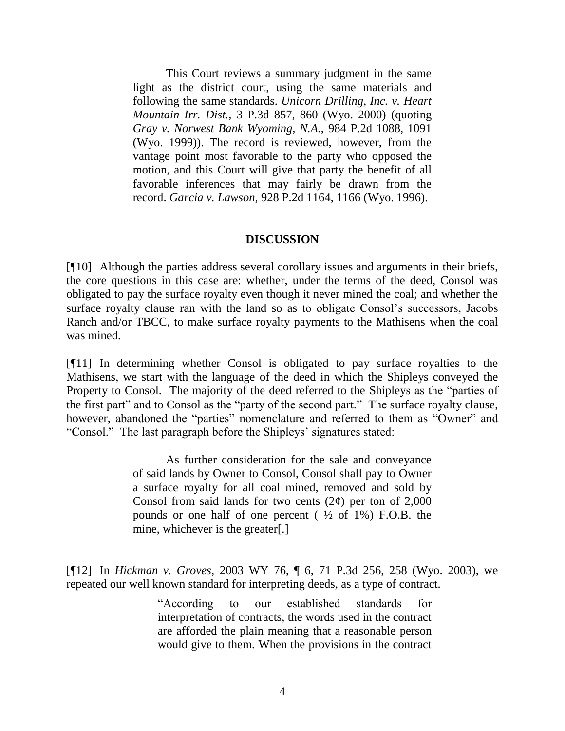> This Court reviews a summary judgment in the same light as the district court, using the same materials and following the same standards. *Unicorn Drilling, Inc. v. Heart Mountain Irr. Dist.,* 3 P.3d 857, 860 (Wyo. 2000) (quoting *Gray v. Norwest Bank Wyoming, N.A.,* 984 P.2d 1088, 1091 (Wyo. 1999)). The record is reviewed, however, from the vantage point most favorable to the party who opposed the motion, and this Court will give that party the benefit of all favorable inferences that may fairly be drawn from the record. *Garcia v. Lawson,* 928 P.2d 1164, 1166 (Wyo. 1996).

## DISCUSSION

[¶10] Although the parties address several corollary issues and arguments in their briefs, the core questions in this case are: whether, under the terms of the deed, Consol was obligated to pay the surface royalty even though it never mined the coal; and whether the surface royalty clause ran with the land so as to obligate Consol's successors, Jacobs Ranch and/or TBCC, to make surface royalty payments to the Mathisens when the coal was mined.

[¶11] In determining whether Consol is obligated to pay surface royalties to the Mathisens, we start with the language of the deed in which the Shipleys conveyed the Property to Consol. The majority of the deed referred to the Shipleys as the "parties of the first part" and to Consol as the "party of the second part." The surface royalty clause, however, abandoned the "parties" nomenclature and referred to them as "Owner" and "Consol." The last paragraph before the Shipleys' signatures stated:

> As further consideration for the sale and conveyance of said lands by Owner to Consol, Consol shall pay to Owner a surface royalty for all coal mined, removed and sold by Consol from said lands for two cents (2¢) per ton of 2,000 pounds or one half of one percent ( ½ of 1%) F.O.B. the mine, whichever is the greater[.]

[¶12] In *Hickman v. Groves*, 2003 WY 76, ¶ 6, 71 P.3d 256, 258 (Wyo. 2003), we repeated our well known standard for interpreting deeds, as a type of contract.

> "According to our established standards for interpretation of contracts, the words used in the contract are afforded the plain meaning that a reasonable person would give to them. When the provisions in the contract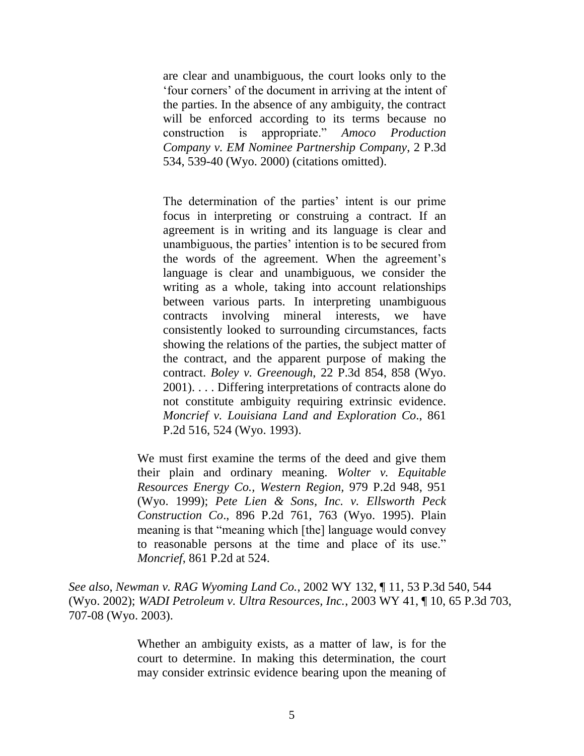> are clear and unambiguous, the court looks only to the 'four corners' of the document in arriving at the intent of the parties. In the absence of any ambiguity, the contract will be enforced according to its terms because no construction is appropriate." *Amoco Production Company v. EM Nominee Partnership Company*, 2 P.3d 534, 539-40 (Wyo. 2000) (citations omitted).
>
> The determination of the parties' intent is our prime focus in interpreting or construing a contract. If an agreement is in writing and its language is clear and unambiguous, the parties' intention is to be secured from the words of the agreement. When the agreement's language is clear and unambiguous, we consider the writing as a whole, taking into account relationships between various parts. In interpreting unambiguous contracts involving mineral interests, we have consistently looked to surrounding circumstances, facts showing the relations of the parties, the subject matter of the contract, and the apparent purpose of making the contract. *Boley v. Greenough*, 22 P.3d 854, 858 (Wyo. 2001). . . . Differing interpretations of contracts alone do not constitute ambiguity requiring extrinsic evidence. *Moncrief v. Louisiana Land and Exploration Co.*, 861 P.2d 516, 524 (Wyo. 1993).

> We must first examine the terms of the deed and give them their plain and ordinary meaning. *Wolter v. Equitable Resources Energy Co., Western Region,* 979 P.2d 948, 951 (Wyo. 1999); *Pete Lien & Sons, Inc. v. Ellsworth Peck Construction Co*., 896 P.2d 761, 763 (Wyo. 1995). Plain meaning is that "meaning which [the] language would convey to reasonable persons at the time and place of its use." *Moncrief*, 861 P.2d at 524.

*See also*, *Newman v. RAG Wyoming Land Co.*, 2002 WY 132, ¶ 11, 53 P.3d 540, 544 (Wyo. 2002); *WADI Petroleum v. Ultra Resources, Inc.*, 2003 WY 41, ¶ 10, 65 P.3d 703, 707-08 (Wyo. 2003).

> Whether an ambiguity exists, as a matter of law, is for the court to determine. In making this determination, the court may consider extrinsic evidence bearing upon the meaning of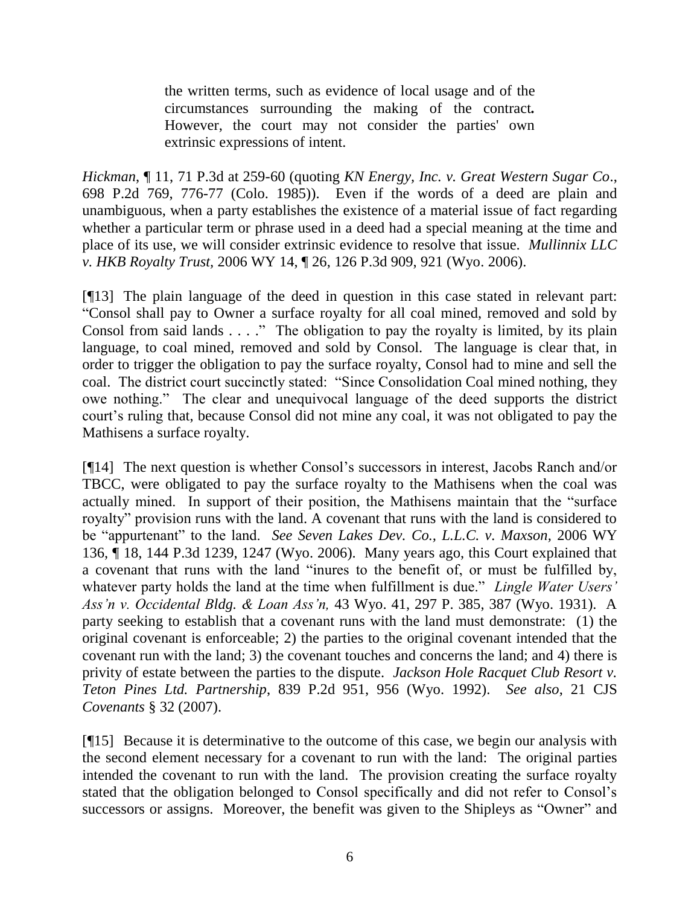> the written terms, such as evidence of local usage and of the circumstances surrounding the making of the contract**.** However, the court may not consider the parties' own extrinsic expressions of intent.

*Hickman*, ¶ 11, 71 P.3d at 259-60 (quoting *KN Energy, Inc. v. Great Western Sugar Co*., 698 P.2d 769, 776-77 (Colo. 1985)). Even if the words of a deed are plain and unambiguous, when a party establishes the existence of a material issue of fact regarding whether a particular term or phrase used in a deed had a special meaning at the time and place of its use, we will consider extrinsic evidence to resolve that issue. *Mullinnix LLC v. HKB Royalty Trust,* 2006 WY 14, ¶ 26, 126 P.3d 909, 921 (Wyo. 2006).

[¶13] The plain language of the deed in question in this case stated in relevant part: "Consol shall pay to Owner a surface royalty for all coal mined, removed and sold by Consol from said lands . . . ." The obligation to pay the royalty is limited, by its plain language, to coal mined, removed and sold by Consol. The language is clear that, in order to trigger the obligation to pay the surface royalty, Consol had to mine and sell the coal. The district court succinctly stated: "Since Consolidation Coal mined nothing, they owe nothing." The clear and unequivocal language of the deed supports the district court's ruling that, because Consol did not mine any coal, it was not obligated to pay the Mathisens a surface royalty.

[¶14] The next question is whether Consol's successors in interest, Jacobs Ranch and/or TBCC, were obligated to pay the surface royalty to the Mathisens when the coal was actually mined. In support of their position, the Mathisens maintain that the "surface royalty" provision runs with the land. A covenant that runs with the land is considered to be "appurtenant" to the land. *See Seven Lakes Dev. Co., L.L.C. v. Maxson,* 2006 WY 136, ¶ 18, 144 P.3d 1239, 1247 (Wyo. 2006). Many years ago, this Court explained that a covenant that runs with the land "inures to the benefit of, or must be fulfilled by, whatever party holds the land at the time when fulfillment is due." *Lingle Water Users' Ass'n v. Occidental Bldg. & Loan Ass'n,* 43 Wyo. 41, 297 P. 385, 387 (Wyo. 1931). A party seeking to establish that a covenant runs with the land must demonstrate: (1) the original covenant is enforceable; 2) the parties to the original covenant intended that the covenant run with the land; 3) the covenant touches and concerns the land; and 4) there is privity of estate between the parties to the dispute. *Jackson Hole Racquet Club Resort v. Teton Pines Ltd. Partnership*, 839 P.2d 951, 956 (Wyo. 1992). *See also*, 21 CJS *Covenants* § 32 (2007).

[¶15] Because it is determinative to the outcome of this case, we begin our analysis with the second element necessary for a covenant to run with the land: The original parties intended the covenant to run with the land. The provision creating the surface royalty stated that the obligation belonged to Consol specifically and did not refer to Consol's successors or assigns. Moreover, the benefit was given to the Shipleys as "Owner" and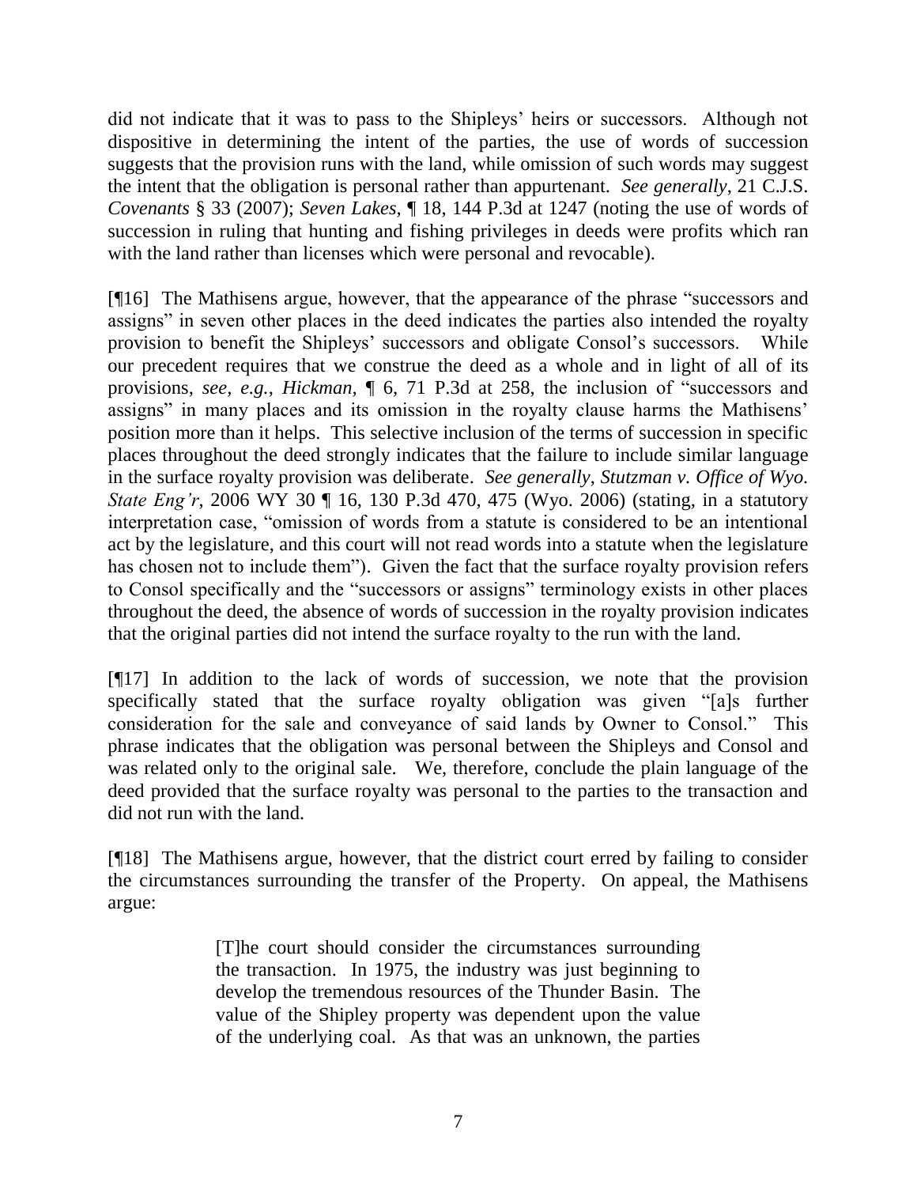did not indicate that it was to pass to the Shipleys' heirs or successors. Although not dispositive in determining the intent of the parties, the use of words of succession suggests that the provision runs with the land, while omission of such words may suggest the intent that the obligation is personal rather than appurtenant. *See generally*, 21 C.J.S. *Covenants* § 33 (2007); *Seven Lakes*, ¶ 18, 144 P.3d at 1247 (noting the use of words of succession in ruling that hunting and fishing privileges in deeds were profits which ran with the land rather than licenses which were personal and revocable).

[¶16] The Mathisens argue, however, that the appearance of the phrase "successors and assigns" in seven other places in the deed indicates the parties also intended the royalty provision to benefit the Shipleys' successors and obligate Consol's successors. While our precedent requires that we construe the deed as a whole and in light of all of its provisions, *see, e.g.*, *Hickman*, ¶ 6, 71 P.3d at 258, the inclusion of "successors and assigns" in many places and its omission in the royalty clause harms the Mathisens' position more than it helps. This selective inclusion of the terms of succession in specific places throughout the deed strongly indicates that the failure to include similar language in the surface royalty provision was deliberate. *See generally*, *Stutzman v. Office of Wyo. State Eng'r*, 2006 WY 30 ¶ 16, 130 P.3d 470, 475 (Wyo. 2006) (stating, in a statutory interpretation case, "omission of words from a statute is considered to be an intentional act by the legislature, and this court will not read words into a statute when the legislature has chosen not to include them"). Given the fact that the surface royalty provision refers to Consol specifically and the "successors or assigns" terminology exists in other places throughout the deed, the absence of words of succession in the royalty provision indicates that the original parties did not intend the surface royalty to the run with the land.

[¶17] In addition to the lack of words of succession, we note that the provision specifically stated that the surface royalty obligation was given "[a]s further consideration for the sale and conveyance of said lands by Owner to Consol." This phrase indicates that the obligation was personal between the Shipleys and Consol and was related only to the original sale. We, therefore, conclude the plain language of the deed provided that the surface royalty was personal to the parties to the transaction and did not run with the land.

[¶18] The Mathisens argue, however, that the district court erred by failing to consider the circumstances surrounding the transfer of the Property. On appeal, the Mathisens argue:

> [T]he court should consider the circumstances surrounding the transaction. In 1975, the industry was just beginning to develop the tremendous resources of the Thunder Basin. The value of the Shipley property was dependent upon the value of the underlying coal. As that was an unknown, the parties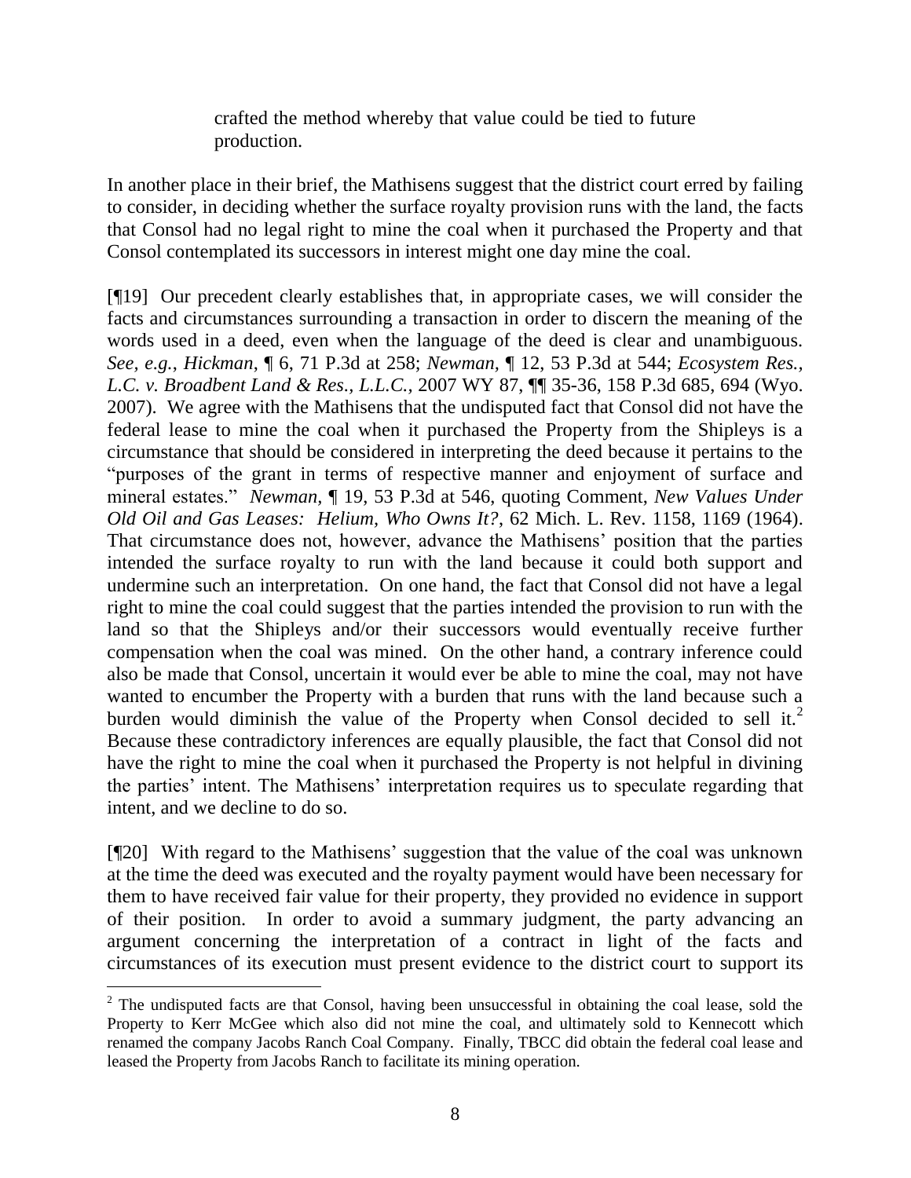> crafted the method whereby that value could be tied to future production.

In another place in their brief, the Mathisens suggest that the district court erred by failing to consider, in deciding whether the surface royalty provision runs with the land, the facts that Consol had no legal right to mine the coal when it purchased the Property and that Consol contemplated its successors in interest might one day mine the coal.

[¶19] Our precedent clearly establishes that, in appropriate cases, we will consider the facts and circumstances surrounding a transaction in order to discern the meaning of the words used in a deed, even when the language of the deed is clear and unambiguous. *See, e.g.*, *Hickman*, ¶ 6, 71 P.3d at 258; *Newman*, ¶ 12, 53 P.3d at 544; *Ecosystem Res., L.C. v. Broadbent Land & Res., L.L.C.*, 2007 WY 87, ¶¶ 35-36, 158 P.3d 685, 694 (Wyo. 2007). We agree with the Mathisens that the undisputed fact that Consol did not have the federal lease to mine the coal when it purchased the Property from the Shipleys is a circumstance that should be considered in interpreting the deed because it pertains to the "purposes of the grant in terms of respective manner and enjoyment of surface and mineral estates." *Newman*, ¶ 19, 53 P.3d at 546, quoting Comment, *New Values Under Old Oil and Gas Leases: Helium, Who Owns It?*, 62 Mich. L. Rev. 1158, 1169 (1964). That circumstance does not, however, advance the Mathisens' position that the parties intended the surface royalty to run with the land because it could both support and undermine such an interpretation. On one hand, the fact that Consol did not have a legal right to mine the coal could suggest that the parties intended the provision to run with the land so that the Shipleys and/or their successors would eventually receive further compensation when the coal was mined. On the other hand, a contrary inference could also be made that Consol, uncertain it would ever be able to mine the coal, may not have wanted to encumber the Property with a burden that runs with the land because such a burden would diminish the value of the Property when Consol decided to sell it.[2] Because these contradictory inferences are equally plausible, the fact that Consol did not have the right to mine the coal when it purchased the Property is not helpful in divining the parties' intent. The Mathisens' interpretation requires us to speculate regarding that intent, and we decline to do so.

[¶20] With regard to the Mathisens' suggestion that the value of the coal was unknown at the time the deed was executed and the royalty payment would have been necessary for them to have received fair value for their property, they provided no evidence in support of their position. In order to avoid a summary judgment, the party advancing an argument concerning the interpretation of a contract in light of the facts and circumstances of its execution must present evidence to the district court to support its

---

[2] The undisputed facts are that Consol, having been unsuccessful in obtaining the coal lease, sold the Property to Kerr McGee which also did not mine the coal, and ultimately sold to Kennecott which renamed the company Jacobs Ranch Coal Company. Finally, TBCC did obtain the federal coal lease and leased the Property from Jacobs Ranch to facilitate its mining operation.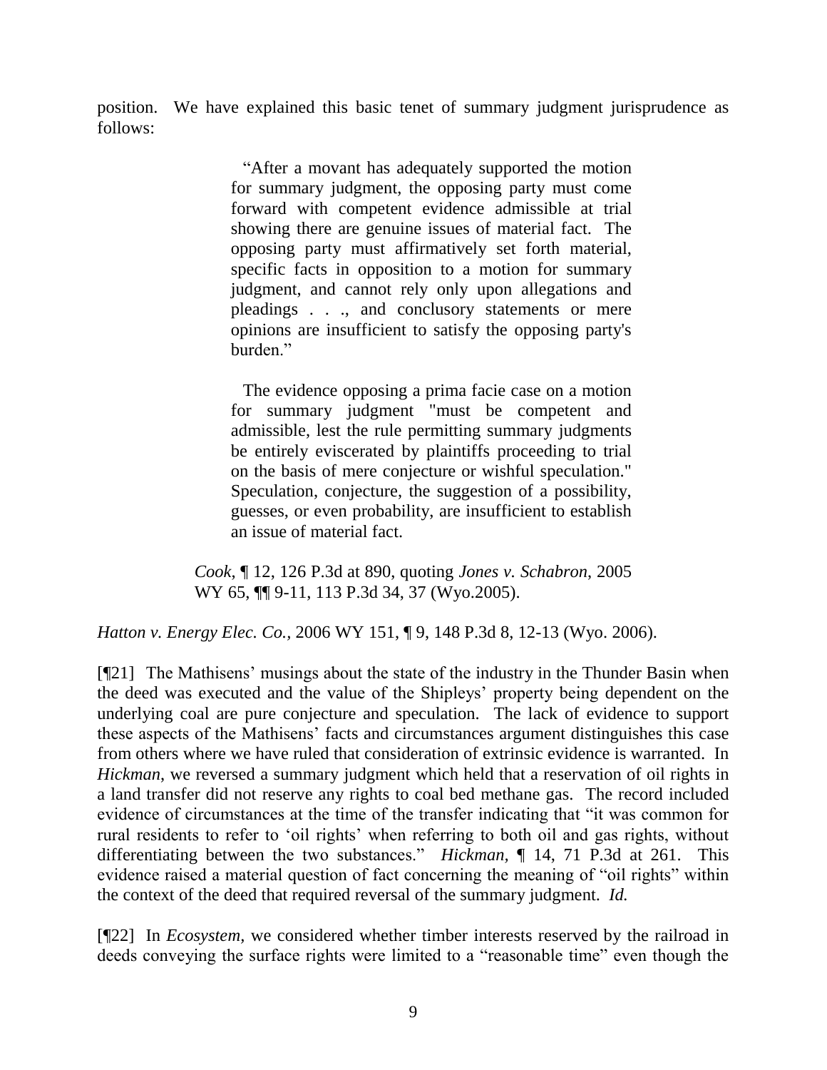position. We have explained this basic tenet of summary judgment jurisprudence as follows:

> "After a movant has adequately supported the motion for summary judgment, the opposing party must come forward with competent evidence admissible at trial showing there are genuine issues of material fact. The opposing party must affirmatively set forth material, specific facts in opposition to a motion for summary judgment, and cannot rely only upon allegations and pleadings . . ., and conclusory statements or mere opinions are insufficient to satisfy the opposing party's burden."
>
> The evidence opposing a prima facie case on a motion for summary judgment "must be competent and admissible, lest the rule permitting summary judgments be entirely eviscerated by plaintiffs proceeding to trial on the basis of mere conjecture or wishful speculation." Speculation, conjecture, the suggestion of a possibility, guesses, or even probability, are insufficient to establish an issue of material fact.
>
> *Cook*, ¶ 12, 126 P.3d at 890, quoting *Jones v. Schabron*, 2005 WY 65, ¶¶ 9-11, 113 P.3d 34, 37 (Wyo.2005).

*Hatton v. Energy Elec. Co.*, 2006 WY 151, ¶ 9, 148 P.3d 8, 12-13 (Wyo. 2006).

[¶21] The Mathisens' musings about the state of the industry in the Thunder Basin when the deed was executed and the value of the Shipleys' property being dependent on the underlying coal are pure conjecture and speculation. The lack of evidence to support these aspects of the Mathisens' facts and circumstances argument distinguishes this case from others where we have ruled that consideration of extrinsic evidence is warranted. In *Hickman*, we reversed a summary judgment which held that a reservation of oil rights in a land transfer did not reserve any rights to coal bed methane gas. The record included evidence of circumstances at the time of the transfer indicating that "it was common for rural residents to refer to 'oil rights' when referring to both oil and gas rights, without differentiating between the two substances." *Hickman*, ¶ 14, 71 P.3d at 261. This evidence raised a material question of fact concerning the meaning of "oil rights" within the context of the deed that required reversal of the summary judgment. *Id.*

[¶22] In *Ecosystem*, we considered whether timber interests reserved by the railroad in deeds conveying the surface rights were limited to a "reasonable time" even though the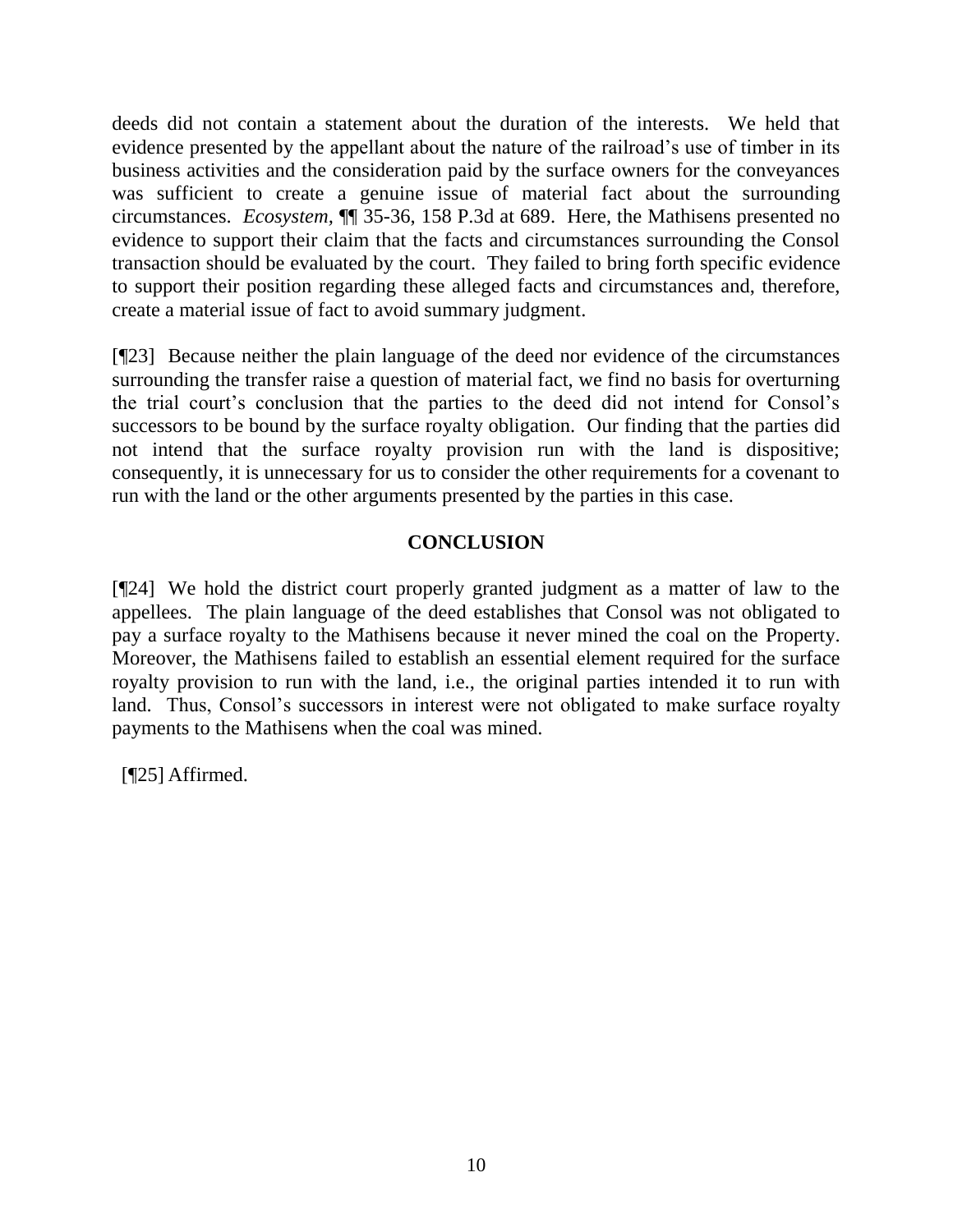deeds did not contain a statement about the duration of the interests. We held that evidence presented by the appellant about the nature of the railroad's use of timber in its business activities and the consideration paid by the surface owners for the conveyances was sufficient to create a genuine issue of material fact about the surrounding circumstances. *Ecosystem,* ¶¶ 35-36, 158 P.3d at 689. Here, the Mathisens presented no evidence to support their claim that the facts and circumstances surrounding the Consol transaction should be evaluated by the court. They failed to bring forth specific evidence to support their position regarding these alleged facts and circumstances and, therefore, create a material issue of fact to avoid summary judgment.

[¶23] Because neither the plain language of the deed nor evidence of the circumstances surrounding the transfer raise a question of material fact, we find no basis for overturning the trial court's conclusion that the parties to the deed did not intend for Consol's successors to be bound by the surface royalty obligation. Our finding that the parties did not intend that the surface royalty provision run with the land is dispositive; consequently, it is unnecessary for us to consider the other requirements for a covenant to run with the land or the other arguments presented by the parties in this case.

## CONCLUSION

[¶24] We hold the district court properly granted judgment as a matter of law to the appellees. The plain language of the deed establishes that Consol was not obligated to pay a surface royalty to the Mathisens because it never mined the coal on the Property. Moreover, the Mathisens failed to establish an essential element required for the surface royalty provision to run with the land, i.e., the original parties intended it to run with land. Thus, Consol's successors in interest were not obligated to make surface royalty payments to the Mathisens when the coal was mined.

[¶25] Affirmed.